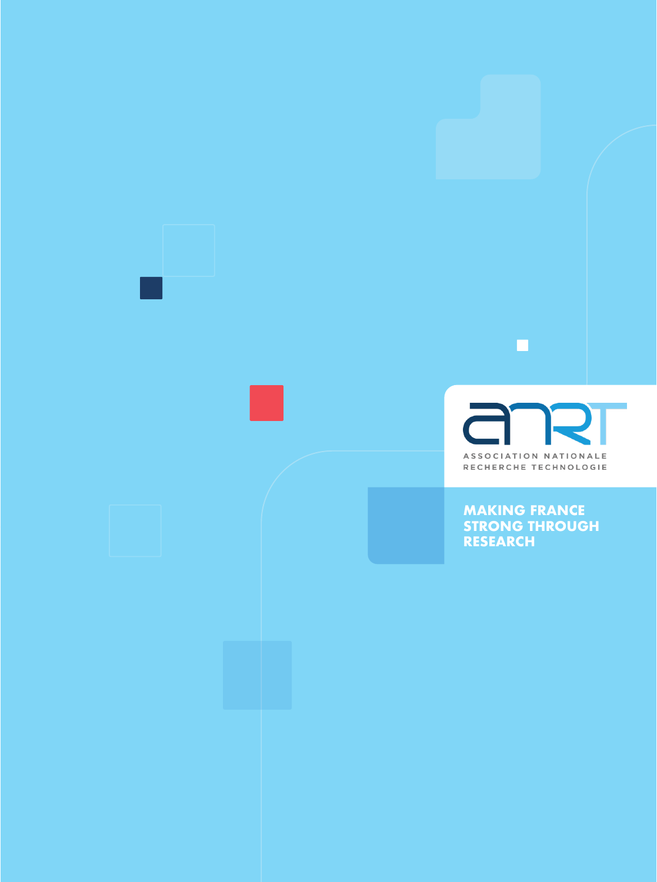ANRT

ASSOCIATION NATIONALE RECHERCHE TECHNOLOGIE

# MAKING FRANCE STRONG THROUGH RESEARCH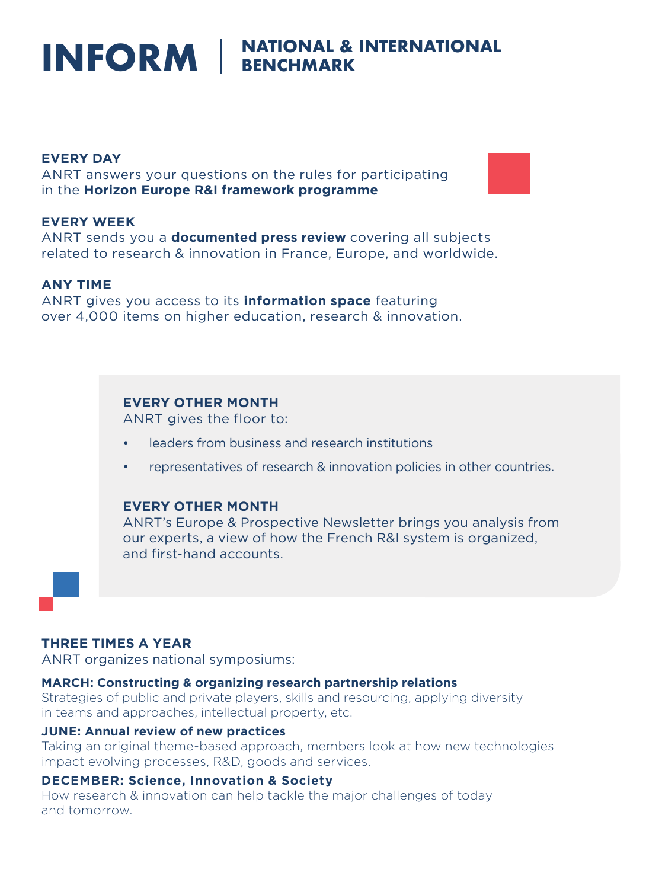# INFORM | NATIONAL & INTERNATIONAL BENCHMARK

**EVERY DAY**
ANRT answers your questions on the rules for participating in the **Horizon Europe R&I framework programme**

**EVERY WEEK**
ANRT sends you a **documented press review** covering all subjects related to research & innovation in France, Europe, and worldwide.

**ANY TIME**
ANRT gives you access to its **information space** featuring over 4,000 items on higher education, research & innovation.

**EVERY OTHER MONTH**
ANRT gives the floor to:

- leaders from business and research institutions
- representatives of research & innovation policies in other countries.

**EVERY OTHER MONTH**
ANRT's Europe & Prospective Newsletter brings you analysis from our experts, a view of how the French R&I system is organized, and first-hand accounts.

**THREE TIMES A YEAR**
ANRT organizes national symposiums:

**MARCH: Constructing & organizing research partnership relations**
Strategies of public and private players, skills and resourcing, applying diversity in teams and approaches, intellectual property, etc.

**JUNE: Annual review of new practices**
Taking an original theme-based approach, members look at how new technologies impact evolving processes, R&D, goods and services.

**DECEMBER: Science, Innovation & Society**
How research & innovation can help tackle the major challenges of today and tomorrow.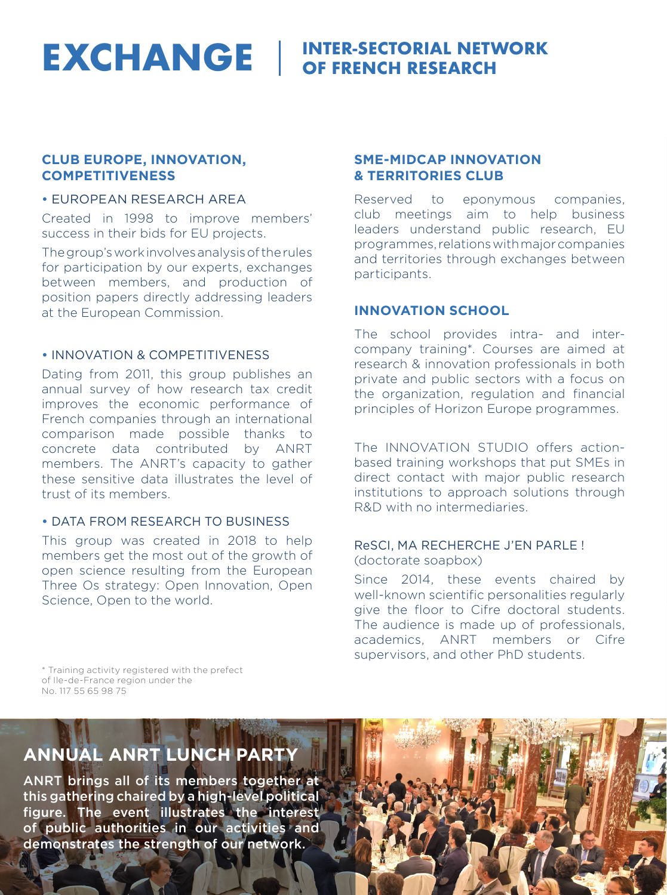# EXCHANGE | INTER-SECTORIAL NETWORK OF FRENCH RESEARCH

## CLUB EUROPE, INNOVATION, COMPETITIVENESS

• EUROPEAN RESEARCH AREA

Created in 1998 to improve members' success in their bids for EU projects.

The group's work involves analysis of the rules for participation by our experts, exchanges between members, and production of position papers directly addressing leaders at the European Commission.

• INNOVATION & COMPETITIVENESS

Dating from 2011, this group publishes an annual survey of how research tax credit improves the economic performance of French companies through an international comparison made possible thanks to concrete data contributed by ANRT members. The ANRT's capacity to gather these sensitive data illustrates the level of trust of its members.

• DATA FROM RESEARCH TO BUSINESS

This group was created in 2018 to help members get the most out of the growth of open science resulting from the European Three Os strategy: Open Innovation, Open Science, Open to the world.

## SME-MIDCAP INNOVATION & TERRITORIES CLUB

Reserved to eponymous companies, club meetings aim to help business leaders understand public research, EU programmes, relations with major companies and territories through exchanges between participants.

## INNOVATION SCHOOL

The school provides intra- and inter-company training*. Courses are aimed at research & innovation professionals in both private and public sectors with a focus on the organization, regulation and financial principles of Horizon Europe programmes.

The INNOVATION STUDIO offers action-based training workshops that put SMEs in direct contact with major public research institutions to approach solutions through R&D with no intermediaries.

ReSCI, MA RECHERCHE J'EN PARLE !
(doctorate soapbox)

Since 2014, these events chaired by well-known scientific personalities regularly give the floor to Cifre doctoral students. The audience is made up of professionals, academics, ANRT members or Cifre supervisors, and other PhD students.

\* Training activity registered with the prefect of Ile-de-France region under the No. 117 55 65 98 75

## ANNUAL ANRT LUNCH PARTY

ANRT brings all of its members together at this gathering chaired by a high-level political figure. The event illustrates the interest of public authorities in our activities and demonstrates the strength of our network.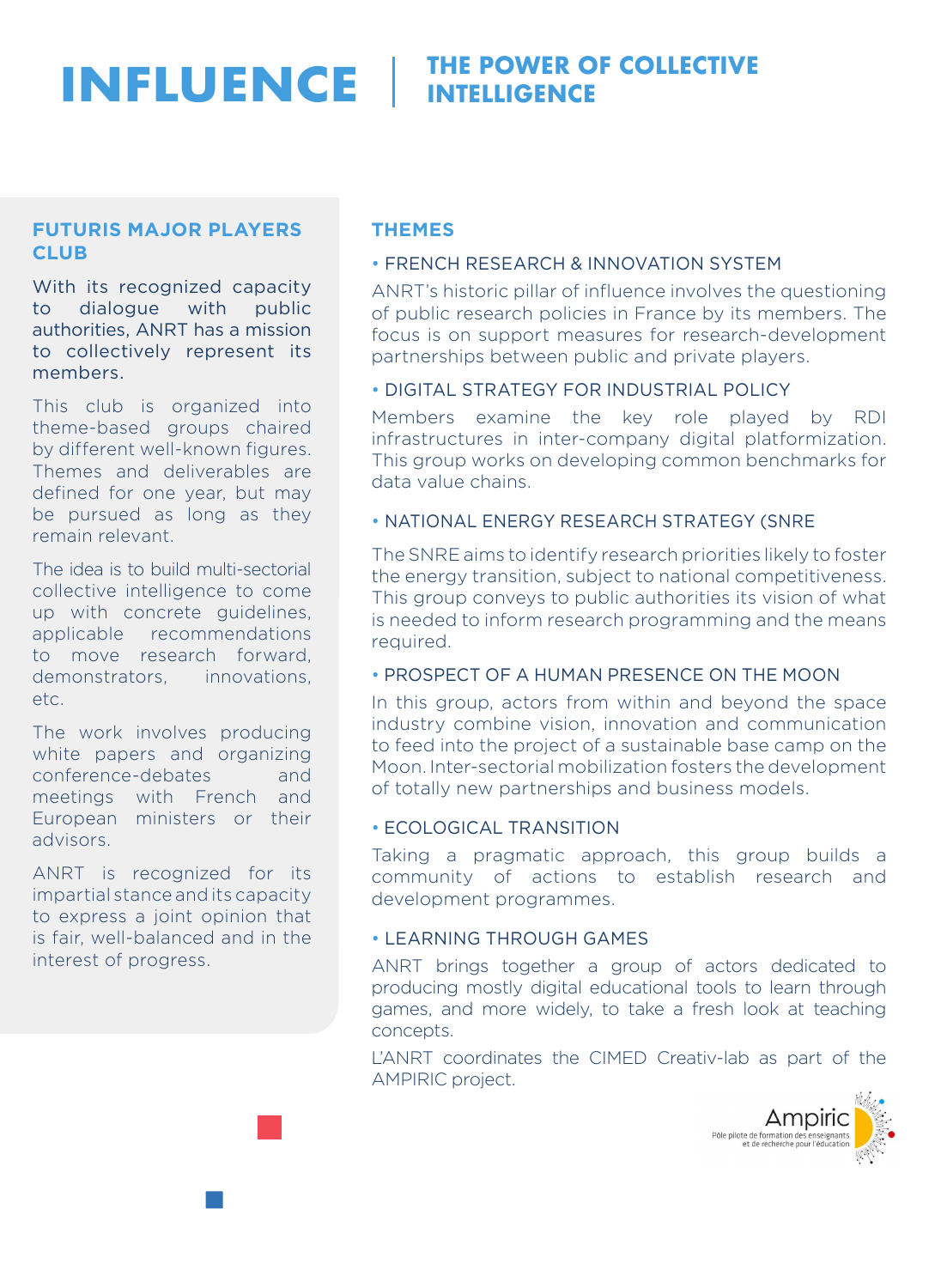# INFLUENCE | THE POWER OF COLLECTIVE INTELLIGENCE

## FUTURIS MAJOR PLAYERS CLUB

With its recognized capacity to dialogue with public authorities, ANRT has a mission to collectively represent its members.

This club is organized into theme-based groups chaired by different well-known figures. Themes and deliverables are defined for one year, but may be pursued as long as they remain relevant.

The idea is to build multi-sectorial collective intelligence to come up with concrete guidelines, applicable recommendations to move research forward, demonstrators, innovations, etc.

The work involves producing white papers and organizing conference-debates and meetings with French and European ministers or their advisors.

ANRT is recognized for its impartial stance and its capacity to express a joint opinion that is fair, well-balanced and in the interest of progress.

## THEMES

### • FRENCH RESEARCH & INNOVATION SYSTEM

ANRT's historic pillar of influence involves the questioning of public research policies in France by its members. The focus is on support measures for research-development partnerships between public and private players.

### • DIGITAL STRATEGY FOR INDUSTRIAL POLICY

Members examine the key role played by RDI infrastructures in inter-company digital platformization. This group works on developing common benchmarks for data value chains.

### • NATIONAL ENERGY RESEARCH STRATEGY (SNRE

The SNRE aims to identify research priorities likely to foster the energy transition, subject to national competitiveness. This group conveys to public authorities its vision of what is needed to inform research programming and the means required.

### • PROSPECT OF A HUMAN PRESENCE ON THE MOON

In this group, actors from within and beyond the space industry combine vision, innovation and communication to feed into the project of a sustainable base camp on the Moon. Inter-sectorial mobilization fosters the development of totally new partnerships and business models.

### • ECOLOGICAL TRANSITION

Taking a pragmatic approach, this group builds a community of actions to establish research and development programmes.

### • LEARNING THROUGH GAMES

ANRT brings together a group of actors dedicated to producing mostly digital educational tools to learn through games, and more widely, to take a fresh look at teaching concepts.

L'ANRT coordinates the CIMED Creativ-lab as part of the AMPIRIC project.

Ampiric
Pôle pilote de formation des enseignants et de recherche pour l'éducation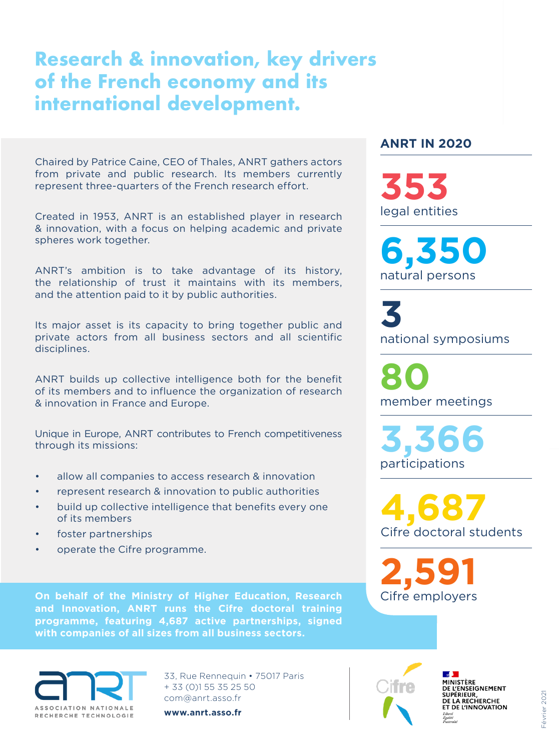# Research & innovation, key drivers of the French economy and its international development.

Chaired by Patrice Caine, CEO of Thales, ANRT gathers actors from private and public research. Its members currently represent three-quarters of the French research effort.

Created in 1953, ANRT is an established player in research & innovation, with a focus on helping academic and private spheres work together.

ANRT's ambition is to take advantage of its history, the relationship of trust it maintains with its members, and the attention paid to it by public authorities.

Its major asset is its capacity to bring together public and private actors from all business sectors and all scientific disciplines.

ANRT builds up collective intelligence both for the benefit of its members and to influence the organization of research & innovation in France and Europe.

Unique in Europe, ANRT contributes to French competitiveness through its missions:

- allow all companies to access research & innovation
- represent research & innovation to public authorities
- build up collective intelligence that benefits every one of its members
- foster partnerships
- operate the Cifre programme.

**On behalf of the Ministry of Higher Education, Research and Innovation, ANRT runs the Cifre doctoral training programme, featuring 4,687 active partnerships, signed with companies of all sizes from all business sectors.**

## ANRT IN 2020

**353**
legal entities

**6,350**
natural persons

**3**
national symposiums

**80**
member meetings

**3,366**
participations

**4,687**
Cifre doctoral students

**2,591**
Cifre employers

ASSOCIATION NATIONALE RECHERCHE TECHNOLOGIE

33, Rue Rennequin • 75017 Paris
+ 33 (0)1 55 35 25 50
com@anrt.asso.fr

**www.anrt.asso.fr**

Cifre

MINISTÈRE DE L'ENSEIGNEMENT SUPÉRIEUR, DE LA RECHERCHE ET DE L'INNOVATION
*Liberté Égalité Fraternité*

Février 2021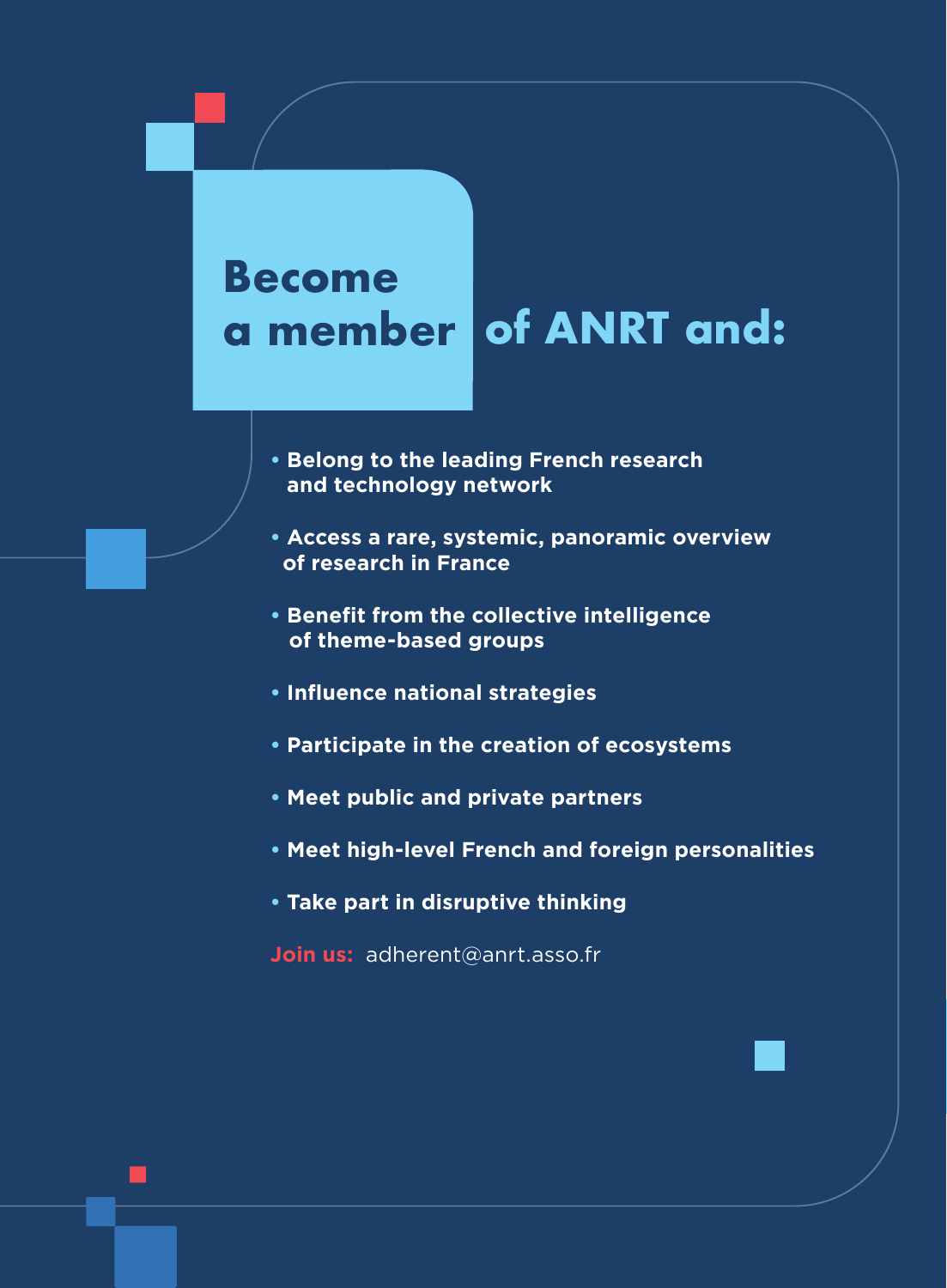# Become a member of ANRT and:

- Belong to the leading French research and technology network
- Access a rare, systemic, panoramic overview of research in France
- Benefit from the collective intelligence of theme-based groups
- Influence national strategies
- Participate in the creation of ecosystems
- Meet public and private partners
- Meet high-level French and foreign personalities
- Take part in disruptive thinking

**Join us:** adherent@anrt.asso.fr